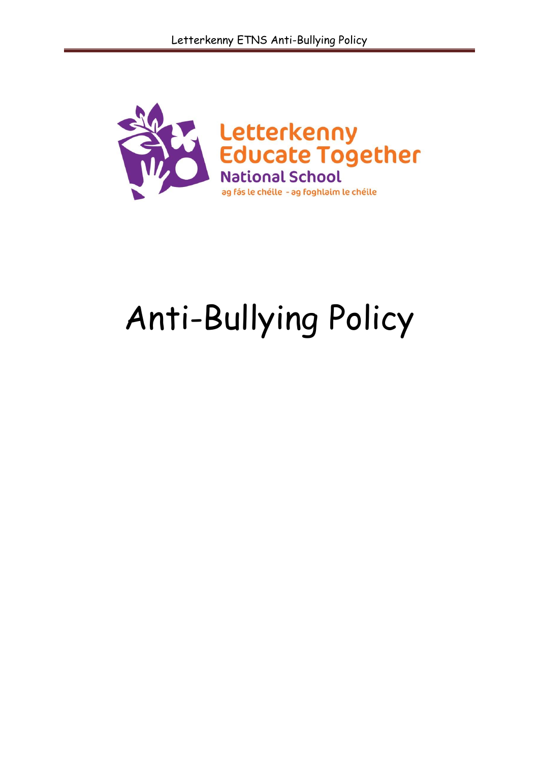Letterkenny Educate Together National School

ag fás le chéile - ag foghlaim le chéile

# Anti-Bullying Policy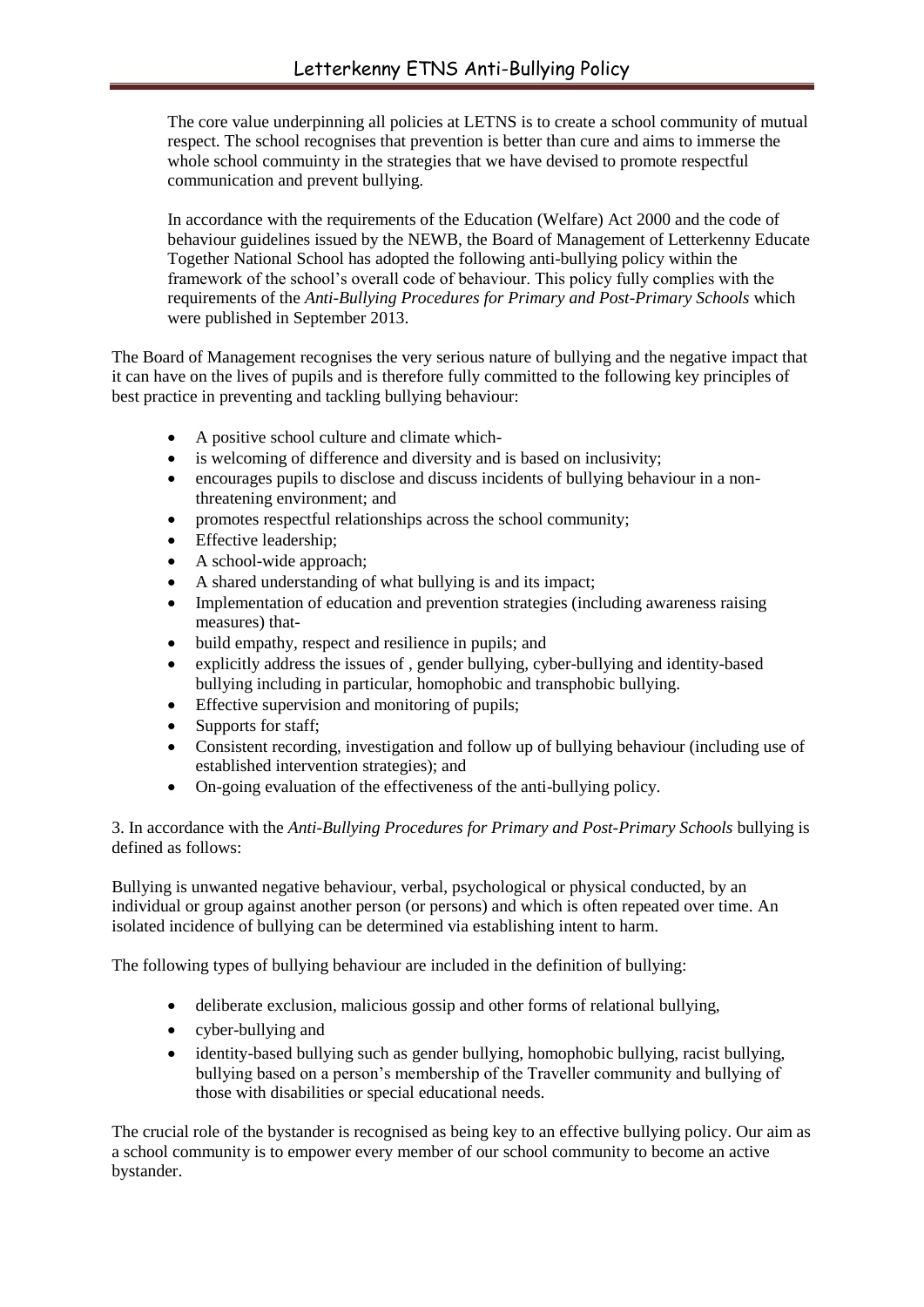The core value underpinning all policies at LETNS is to create a school community of mutual respect. The school recognises that prevention is better than cure and aims to immerse the whole school commuinty in the strategies that we have devised to promote respectful communication and prevent bullying.

In accordance with the requirements of the Education (Welfare) Act 2000 and the code of behaviour guidelines issued by the NEWB, the Board of Management of Letterkenny Educate Together National School has adopted the following anti-bullying policy within the framework of the school's overall code of behaviour. This policy fully complies with the requirements of the *Anti-Bullying Procedures for Primary and Post-Primary Schools* which were published in September 2013.

The Board of Management recognises the very serious nature of bullying and the negative impact that it can have on the lives of pupils and is therefore fully committed to the following key principles of best practice in preventing and tackling bullying behaviour:

- A positive school culture and climate which-
- is welcoming of difference and diversity and is based on inclusivity;
- encourages pupils to disclose and discuss incidents of bullying behaviour in a non-threatening environment; and
- promotes respectful relationships across the school community;
- Effective leadership;
- A school-wide approach;
- A shared understanding of what bullying is and its impact;
- Implementation of education and prevention strategies (including awareness raising measures) that-
- build empathy, respect and resilience in pupils; and
- explicitly address the issues of , gender bullying, cyber-bullying and identity-based bullying including in particular, homophobic and transphobic bullying.
- Effective supervision and monitoring of pupils;
- Supports for staff;
- Consistent recording, investigation and follow up of bullying behaviour (including use of established intervention strategies); and
- On-going evaluation of the effectiveness of the anti-bullying policy.

3. In accordance with the *Anti-Bullying Procedures for Primary and Post-Primary Schools* bullying is defined as follows:

Bullying is unwanted negative behaviour, verbal, psychological or physical conducted, by an individual or group against another person (or persons) and which is often repeated over time. An isolated incidence of bullying can be determined via establishing intent to harm.

The following types of bullying behaviour are included in the definition of bullying:

- deliberate exclusion, malicious gossip and other forms of relational bullying,
- cyber-bullying and
- identity-based bullying such as gender bullying, homophobic bullying, racist bullying, bullying based on a person's membership of the Traveller community and bullying of those with disabilities or special educational needs.

The crucial role of the bystander is recognised as being key to an effective bullying policy. Our aim as a school community is to empower every member of our school community to become an active bystander.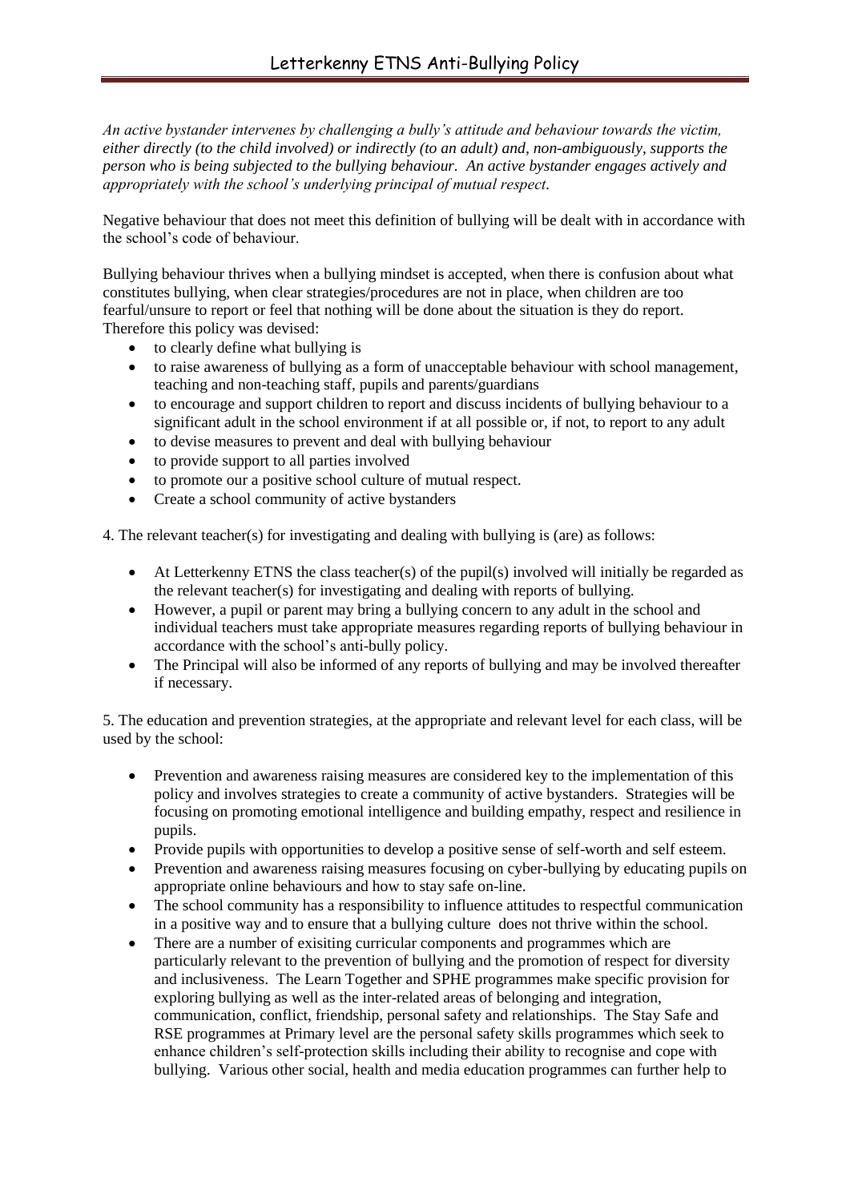*An active bystander intervenes by challenging a bully's attitude and behaviour towards the victim, either directly (to the child involved) or indirectly (to an adult) and, non-ambiguously, supports the person who is being subjected to the bullying behaviour. An active bystander engages actively and appropriately with the school's underlying principal of mutual respect.*

Negative behaviour that does not meet this definition of bullying will be dealt with in accordance with the school's code of behaviour.

Bullying behaviour thrives when a bullying mindset is accepted, when there is confusion about what constitutes bullying, when clear strategies/procedures are not in place, when children are too fearful/unsure to report or feel that nothing will be done about the situation is they do report. Therefore this policy was devised:

- to clearly define what bullying is
- to raise awareness of bullying as a form of unacceptable behaviour with school management, teaching and non-teaching staff, pupils and parents/guardians
- to encourage and support children to report and discuss incidents of bullying behaviour to a significant adult in the school environment if at all possible or, if not, to report to any adult
- to devise measures to prevent and deal with bullying behaviour
- to provide support to all parties involved
- to promote our a positive school culture of mutual respect.
- Create a school community of active bystanders

4. The relevant teacher(s) for investigating and dealing with bullying is (are) as follows:

- At Letterkenny ETNS the class teacher(s) of the pupil(s) involved will initially be regarded as the relevant teacher(s) for investigating and dealing with reports of bullying.
- However, a pupil or parent may bring a bullying concern to any adult in the school and individual teachers must take appropriate measures regarding reports of bullying behaviour in accordance with the school's anti-bully policy.
- The Principal will also be informed of any reports of bullying and may be involved thereafter if necessary.

5. The education and prevention strategies, at the appropriate and relevant level for each class, will be used by the school:

- Prevention and awareness raising measures are considered key to the implementation of this policy and involves strategies to create a community of active bystanders. Strategies will be focusing on promoting emotional intelligence and building empathy, respect and resilience in pupils.
- Provide pupils with opportunities to develop a positive sense of self-worth and self esteem.
- Prevention and awareness raising measures focusing on cyber-bullying by educating pupils on appropriate online behaviours and how to stay safe on-line.
- The school community has a responsibility to influence attitudes to respectful communication in a positive way and to ensure that a bullying culture does not thrive within the school.
- There are a number of exisiting curricular components and programmes which are particularly relevant to the prevention of bullying and the promotion of respect for diversity and inclusiveness. The Learn Together and SPHE programmes make specific provision for exploring bullying as well as the inter-related areas of belonging and integration, communication, conflict, friendship, personal safety and relationships. The Stay Safe and RSE programmes at Primary level are the personal safety skills programmes which seek to enhance children's self-protection skills including their ability to recognise and cope with bullying. Various other social, health and media education programmes can further help to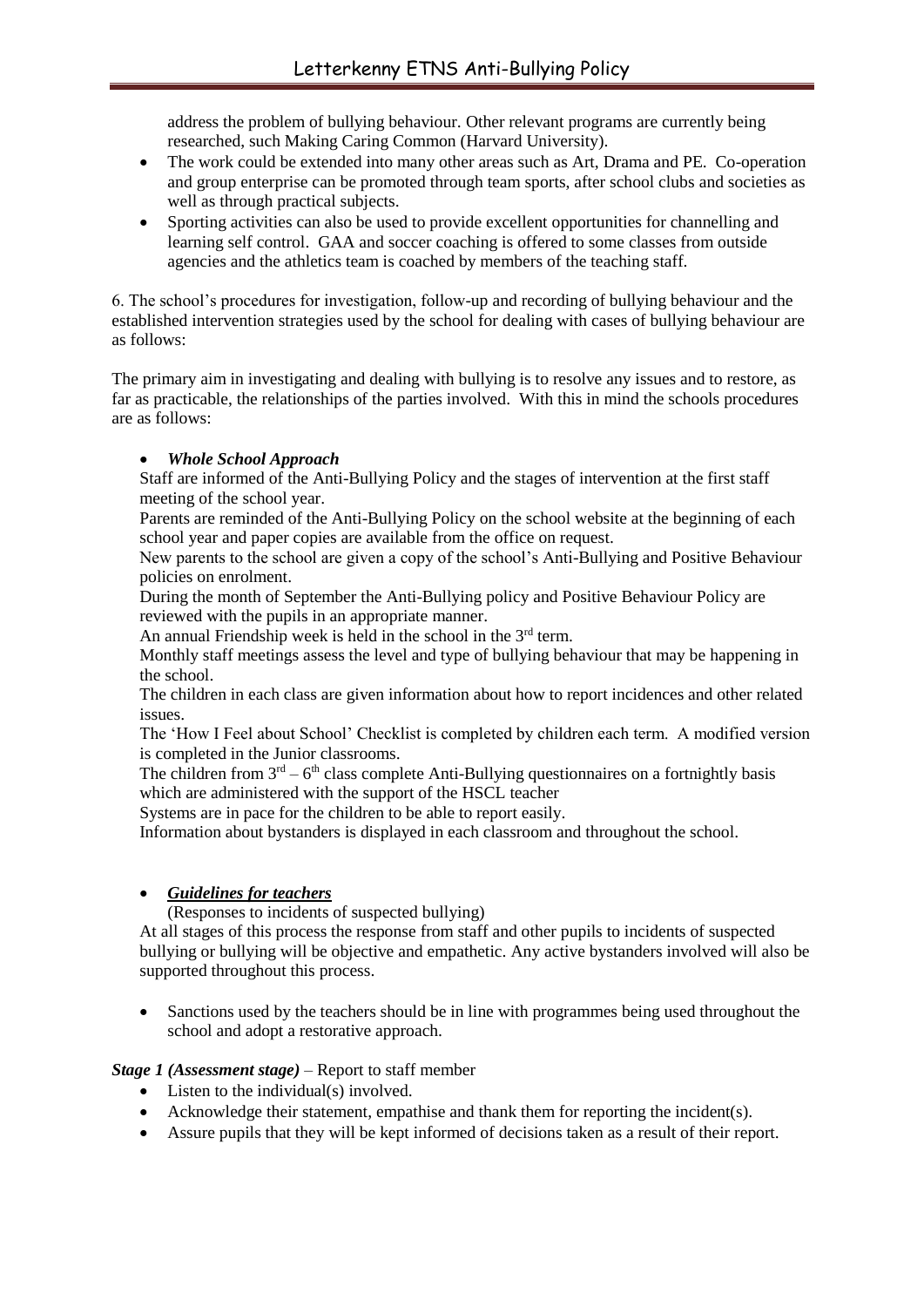address the problem of bullying behaviour. Other relevant programs are currently being researched, such Making Caring Common (Harvard University).

- The work could be extended into many other areas such as Art, Drama and PE. Co-operation and group enterprise can be promoted through team sports, after school clubs and societies as well as through practical subjects.
- Sporting activities can also be used to provide excellent opportunities for channelling and learning self control. GAA and soccer coaching is offered to some classes from outside agencies and the athletics team is coached by members of the teaching staff.

6. The school's procedures for investigation, follow-up and recording of bullying behaviour and the established intervention strategies used by the school for dealing with cases of bullying behaviour are as follows:

The primary aim in investigating and dealing with bullying is to resolve any issues and to restore, as far as practicable, the relationships of the parties involved. With this in mind the schools procedures are as follows:

- ***Whole School Approach***

Staff are informed of the Anti-Bullying Policy and the stages of intervention at the first staff meeting of the school year.
Parents are reminded of the Anti-Bullying Policy on the school website at the beginning of each school year and paper copies are available from the office on request.
New parents to the school are given a copy of the school's Anti-Bullying and Positive Behaviour policies on enrolment.
During the month of September the Anti-Bullying policy and Positive Behaviour Policy are reviewed with the pupils in an appropriate manner.
An annual Friendship week is held in the school in the 3rd term.
Monthly staff meetings assess the level and type of bullying behaviour that may be happening in the school.
The children in each class are given information about how to report incidences and other related issues.
The 'How I Feel about School' Checklist is completed by children each term. A modified version is completed in the Junior classrooms.
The children from 3rd – 6th class complete Anti-Bullying questionnaires on a fortnightly basis which are administered with the support of the HSCL teacher
Systems are in pace for the children to be able to report easily.
Information about bystanders is displayed in each classroom and throughout the school.

- ***<u>Guidelines for teachers</u>***

(Responses to incidents of suspected bullying)
At all stages of this process the response from staff and other pupils to incidents of suspected bullying or bullying will be objective and empathetic. Any active bystanders involved will also be supported throughout this process.

- Sanctions used by the teachers should be in line with programmes being used throughout the school and adopt a restorative approach.

***Stage 1 (Assessment stage)*** – Report to staff member

- Listen to the individual(s) involved.
- Acknowledge their statement, empathise and thank them for reporting the incident(s).
- Assure pupils that they will be kept informed of decisions taken as a result of their report.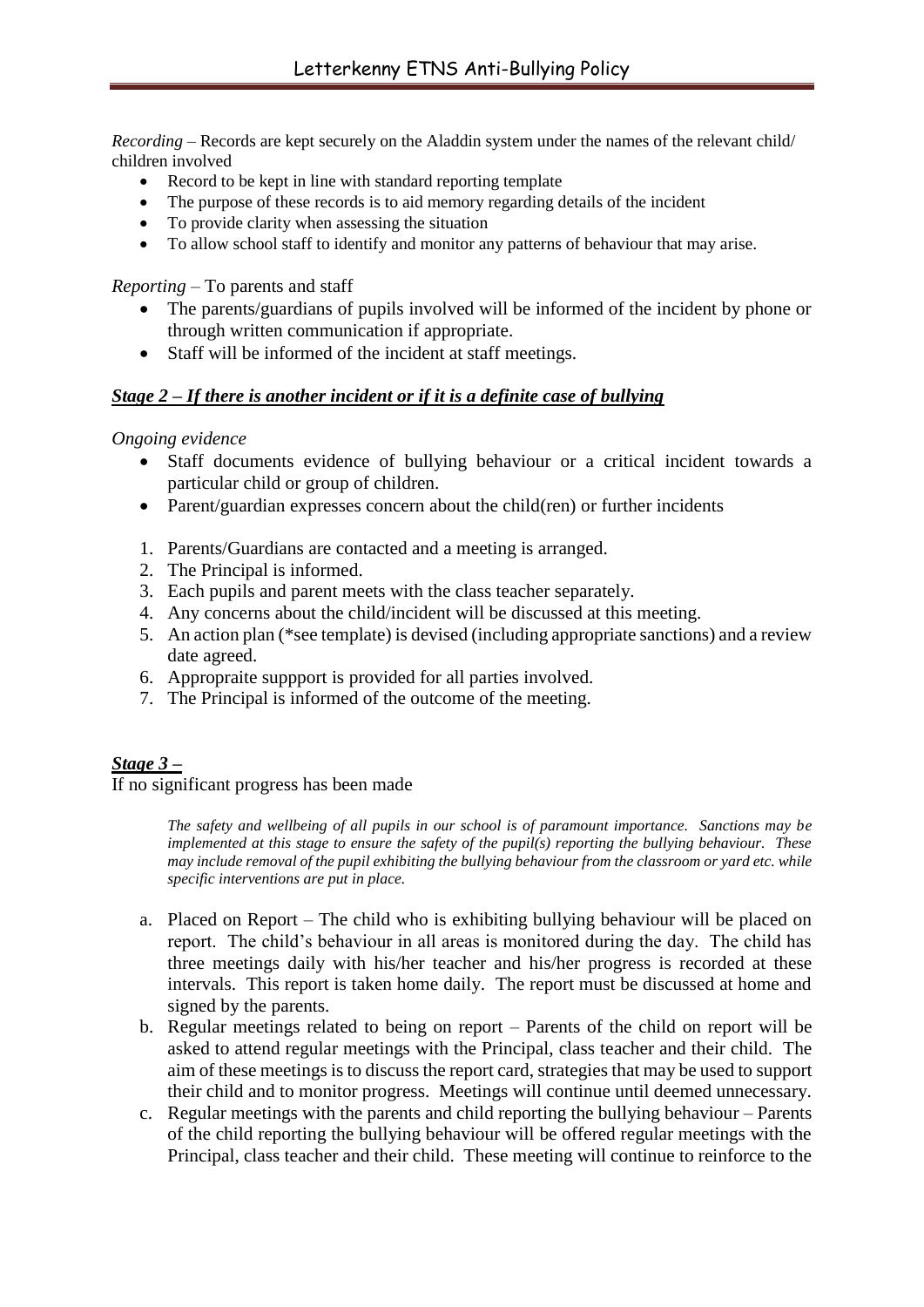*Recording* – Records are kept securely on the Aladdin system under the names of the relevant child/ children involved

- Record to be kept in line with standard reporting template
- The purpose of these records is to aid memory regarding details of the incident
- To provide clarity when assessing the situation
- To allow school staff to identify and monitor any patterns of behaviour that may arise.

*Reporting* – To parents and staff

- The parents/guardians of pupils involved will be informed of the incident by phone or through written communication if appropriate.
- Staff will be informed of the incident at staff meetings.

***Stage 2 – If there is another incident or if it is a definite case of bullying***

*Ongoing evidence*

- Staff documents evidence of bullying behaviour or a critical incident towards a particular child or group of children.
- Parent/guardian expresses concern about the child(ren) or further incidents

1. Parents/Guardians are contacted and a meeting is arranged.
2. The Principal is informed.
3. Each pupils and parent meets with the class teacher separately.
4. Any concerns about the child/incident will be discussed at this meeting.
5. An action plan (*see template) is devised (including appropriate sanctions) and a review date agreed.
6. Appropraite suppport is provided for all parties involved.
7. The Principal is informed of the outcome of the meeting.

***Stage 3 –***

If no significant progress has been made

> *The safety and wellbeing of all pupils in our school is of paramount importance. Sanctions may be implemented at this stage to ensure the safety of the pupil(s) reporting the bullying behaviour. These may include removal of the pupil exhibiting the bullying behaviour from the classroom or yard etc. while specific interventions are put in place.*

a. Placed on Report – The child who is exhibiting bullying behaviour will be placed on report. The child's behaviour in all areas is monitored during the day. The child has three meetings daily with his/her teacher and his/her progress is recorded at these intervals. This report is taken home daily. The report must be discussed at home and signed by the parents.
b. Regular meetings related to being on report – Parents of the child on report will be asked to attend regular meetings with the Principal, class teacher and their child. The aim of these meetings is to discuss the report card, strategies that may be used to support their child and to monitor progress. Meetings will continue until deemed unnecessary.
c. Regular meetings with the parents and child reporting the bullying behaviour – Parents of the child reporting the bullying behaviour will be offered regular meetings with the Principal, class teacher and their child. These meeting will continue to reinforce to the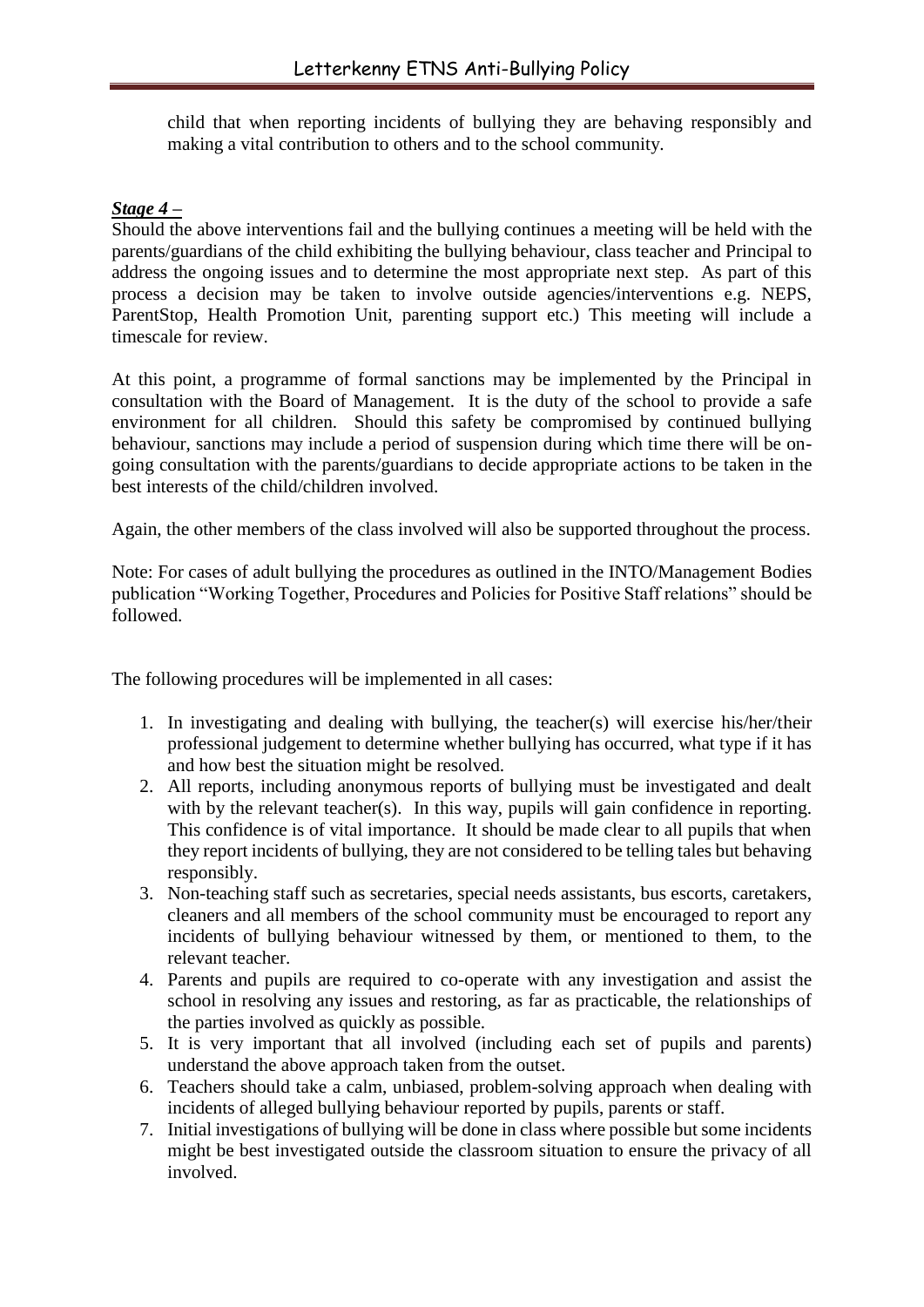child that when reporting incidents of bullying they are behaving responsibly and making a vital contribution to others and to the school community.

***Stage 4 –***

Should the above interventions fail and the bullying continues a meeting will be held with the parents/guardians of the child exhibiting the bullying behaviour, class teacher and Principal to address the ongoing issues and to determine the most appropriate next step. As part of this process a decision may be taken to involve outside agencies/interventions e.g. NEPS, ParentStop, Health Promotion Unit, parenting support etc.) This meeting will include a timescale for review.

At this point, a programme of formal sanctions may be implemented by the Principal in consultation with the Board of Management. It is the duty of the school to provide a safe environment for all children. Should this safety be compromised by continued bullying behaviour, sanctions may include a period of suspension during which time there will be on-going consultation with the parents/guardians to decide appropriate actions to be taken in the best interests of the child/children involved.

Again, the other members of the class involved will also be supported throughout the process.

Note: For cases of adult bullying the procedures as outlined in the INTO/Management Bodies publication "Working Together, Procedures and Policies for Positive Staff relations" should be followed.

The following procedures will be implemented in all cases:

1. In investigating and dealing with bullying, the teacher(s) will exercise his/her/their professional judgement to determine whether bullying has occurred, what type if it has and how best the situation might be resolved.
2. All reports, including anonymous reports of bullying must be investigated and dealt with by the relevant teacher(s). In this way, pupils will gain confidence in reporting. This confidence is of vital importance. It should be made clear to all pupils that when they report incidents of bullying, they are not considered to be telling tales but behaving responsibly.
3. Non-teaching staff such as secretaries, special needs assistants, bus escorts, caretakers, cleaners and all members of the school community must be encouraged to report any incidents of bullying behaviour witnessed by them, or mentioned to them, to the relevant teacher.
4. Parents and pupils are required to co-operate with any investigation and assist the school in resolving any issues and restoring, as far as practicable, the relationships of the parties involved as quickly as possible.
5. It is very important that all involved (including each set of pupils and parents) understand the above approach taken from the outset.
6. Teachers should take a calm, unbiased, problem-solving approach when dealing with incidents of alleged bullying behaviour reported by pupils, parents or staff.
7. Initial investigations of bullying will be done in class where possible but some incidents might be best investigated outside the classroom situation to ensure the privacy of all involved.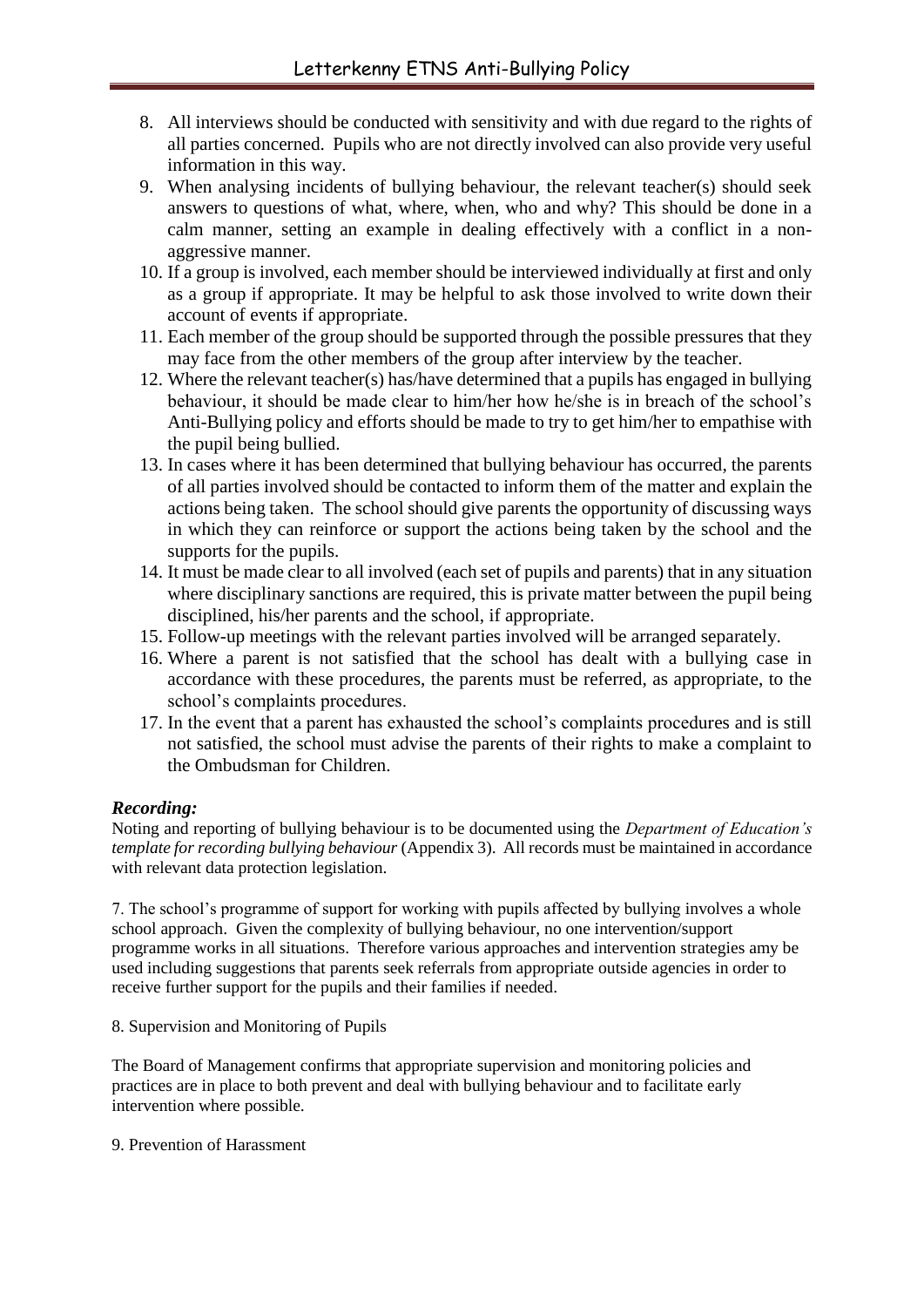8. All interviews should be conducted with sensitivity and with due regard to the rights of all parties concerned. Pupils who are not directly involved can also provide very useful information in this way.
9. When analysing incidents of bullying behaviour, the relevant teacher(s) should seek answers to questions of what, where, when, who and why? This should be done in a calm manner, setting an example in dealing effectively with a conflict in a non-aggressive manner.
10. If a group is involved, each member should be interviewed individually at first and only as a group if appropriate. It may be helpful to ask those involved to write down their account of events if appropriate.
11. Each member of the group should be supported through the possible pressures that they may face from the other members of the group after interview by the teacher.
12. Where the relevant teacher(s) has/have determined that a pupils has engaged in bullying behaviour, it should be made clear to him/her how he/she is in breach of the school's Anti-Bullying policy and efforts should be made to try to get him/her to empathise with the pupil being bullied.
13. In cases where it has been determined that bullying behaviour has occurred, the parents of all parties involved should be contacted to inform them of the matter and explain the actions being taken. The school should give parents the opportunity of discussing ways in which they can reinforce or support the actions being taken by the school and the supports for the pupils.
14. It must be made clear to all involved (each set of pupils and parents) that in any situation where disciplinary sanctions are required, this is private matter between the pupil being disciplined, his/her parents and the school, if appropriate.
15. Follow-up meetings with the relevant parties involved will be arranged separately.
16. Where a parent is not satisfied that the school has dealt with a bullying case in accordance with these procedures, the parents must be referred, as appropriate, to the school's complaints procedures.
17. In the event that a parent has exhausted the school's complaints procedures and is still not satisfied, the school must advise the parents of their rights to make a complaint to the Ombudsman for Children.

***Recording:***

Noting and reporting of bullying behaviour is to be documented using the *Department of Education's template for recording bullying behaviour* (Appendix 3). All records must be maintained in accordance with relevant data protection legislation.

7. The school's programme of support for working with pupils affected by bullying involves a whole school approach. Given the complexity of bullying behaviour, no one intervention/support programme works in all situations. Therefore various approaches and intervention strategies amy be used including suggestions that parents seek referrals from appropriate outside agencies in order to receive further support for the pupils and their families if needed.

8. Supervision and Monitoring of Pupils

The Board of Management confirms that appropriate supervision and monitoring policies and practices are in place to both prevent and deal with bullying behaviour and to facilitate early intervention where possible.

9. Prevention of Harassment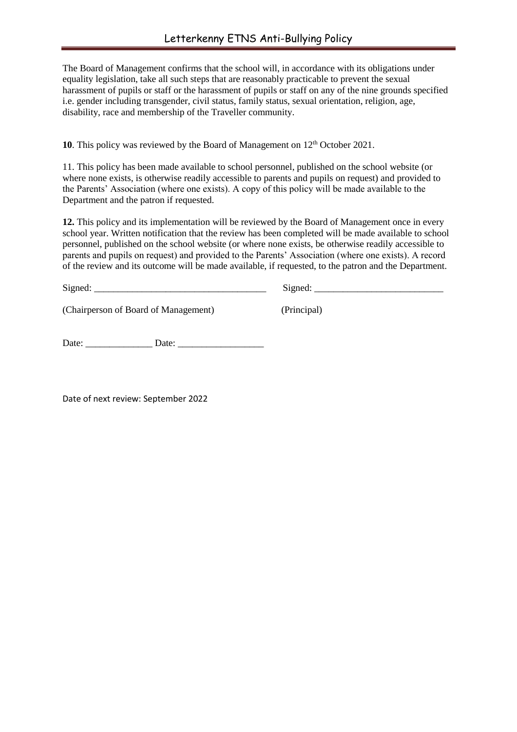The Board of Management confirms that the school will, in accordance with its obligations under equality legislation, take all such steps that are reasonably practicable to prevent the sexual harassment of pupils or staff or the harassment of pupils or staff on any of the nine grounds specified i.e. gender including transgender, civil status, family status, sexual orientation, religion, age, disability, race and membership of the Traveller community.

**10**. This policy was reviewed by the Board of Management on 12th October 2021.

11. This policy has been made available to school personnel, published on the school website (or where none exists, is otherwise readily accessible to parents and pupils on request) and provided to the Parents' Association (where one exists). A copy of this policy will be made available to the Department and the patron if requested.

**12.** This policy and its implementation will be reviewed by the Board of Management once in every school year. Written notification that the review has been completed will be made available to school personnel, published on the school website (or where none exists, be otherwise readily accessible to parents and pupils on request) and provided to the Parents' Association (where one exists). A record of the review and its outcome will be made available, if requested, to the patron and the Department.

Signed: ___________________________________ Signed: __________________________

(Chairperson of Board of Management) (Principal)

Date: ______________ Date: __________________

Date of next review: September 2022